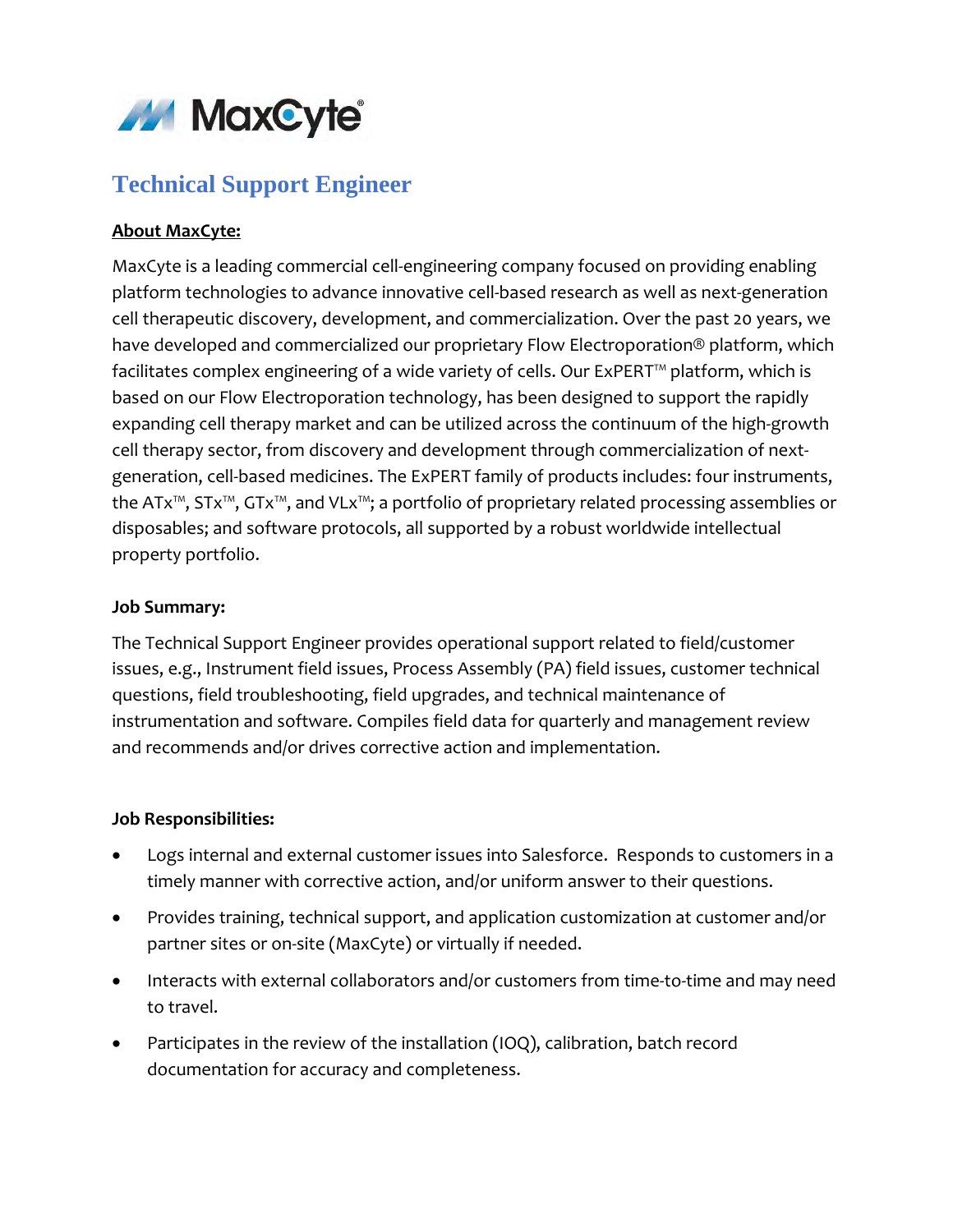# Technical Support Engineer

**About MaxCyte:**

MaxCyte is a leading commercial cell-engineering company focused on providing enabling platform technologies to advance innovative cell-based research as well as next-generation cell therapeutic discovery, development, and commercialization. Over the past 20 years, we have developed and commercialized our proprietary Flow Electroporation® platform, which facilitates complex engineering of a wide variety of cells. Our ExPERT™ platform, which is based on our Flow Electroporation technology, has been designed to support the rapidly expanding cell therapy market and can be utilized across the continuum of the high-growth cell therapy sector, from discovery and development through commercialization of next-generation, cell-based medicines. The ExPERT family of products includes: four instruments, the ATx™, STx™, GTx™, and VLx™; a portfolio of proprietary related processing assemblies or disposables; and software protocols, all supported by a robust worldwide intellectual property portfolio.

**Job Summary:**

The Technical Support Engineer provides operational support related to field/customer issues, e.g., Instrument field issues, Process Assembly (PA) field issues, customer technical questions, field troubleshooting, field upgrades, and technical maintenance of instrumentation and software. Compiles field data for quarterly and management review and recommends and/or drives corrective action and implementation.

**Job Responsibilities:**

- Logs internal and external customer issues into Salesforce. Responds to customers in a timely manner with corrective action, and/or uniform answer to their questions.
- Provides training, technical support, and application customization at customer and/or partner sites or on-site (MaxCyte) or virtually if needed.
- Interacts with external collaborators and/or customers from time-to-time and may need to travel.
- Participates in the review of the installation (IOQ), calibration, batch record documentation for accuracy and completeness.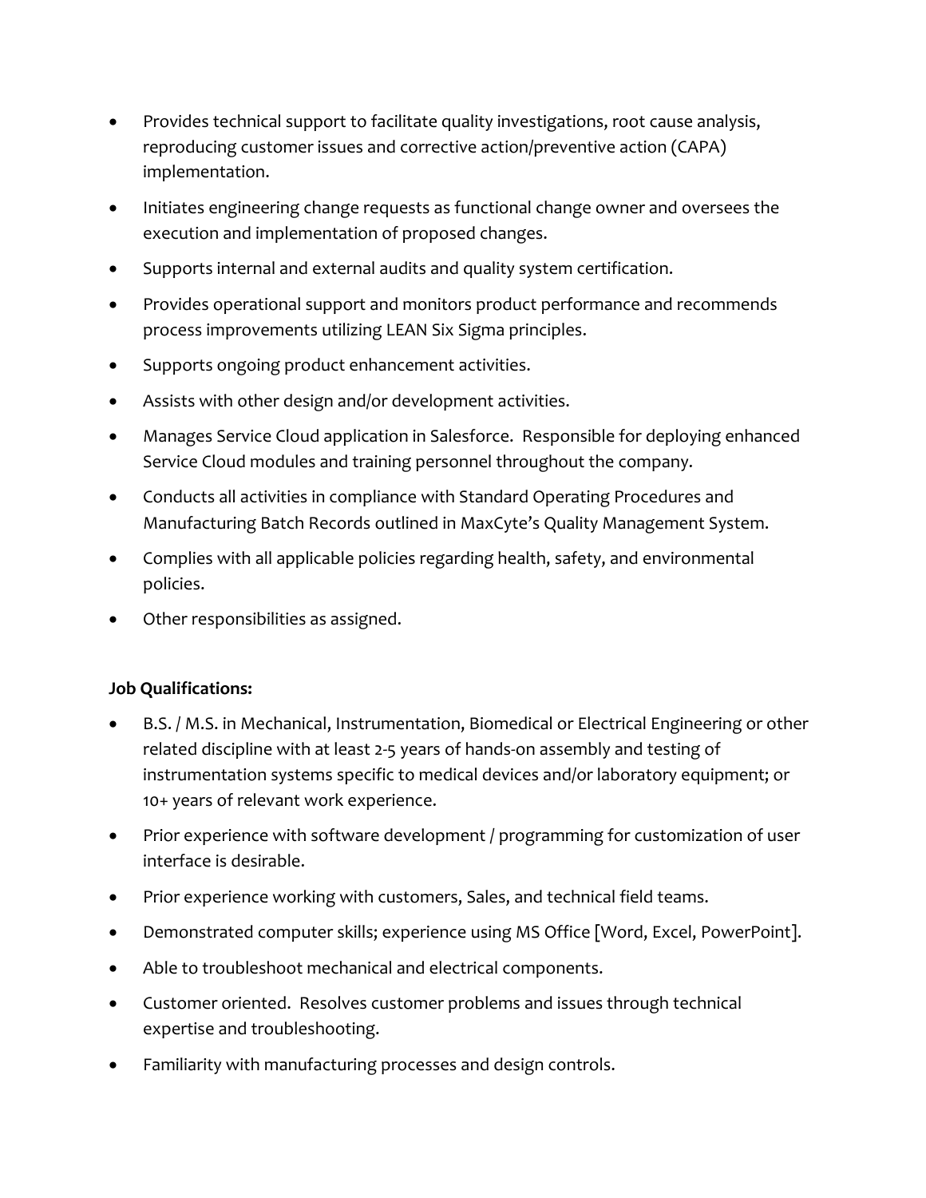- Provides technical support to facilitate quality investigations, root cause analysis, reproducing customer issues and corrective action/preventive action (CAPA) implementation.
- Initiates engineering change requests as functional change owner and oversees the execution and implementation of proposed changes.
- Supports internal and external audits and quality system certification.
- Provides operational support and monitors product performance and recommends process improvements utilizing LEAN Six Sigma principles.
- Supports ongoing product enhancement activities.
- Assists with other design and/or development activities.
- Manages Service Cloud application in Salesforce. Responsible for deploying enhanced Service Cloud modules and training personnel throughout the company.
- Conducts all activities in compliance with Standard Operating Procedures and Manufacturing Batch Records outlined in MaxCyte's Quality Management System.
- Complies with all applicable policies regarding health, safety, and environmental policies.
- Other responsibilities as assigned.

**Job Qualifications:**

- B.S. / M.S. in Mechanical, Instrumentation, Biomedical or Electrical Engineering or other related discipline with at least 2-5 years of hands-on assembly and testing of instrumentation systems specific to medical devices and/or laboratory equipment; or 10+ years of relevant work experience.
- Prior experience with software development / programming for customization of user interface is desirable.
- Prior experience working with customers, Sales, and technical field teams.
- Demonstrated computer skills; experience using MS Office [Word, Excel, PowerPoint].
- Able to troubleshoot mechanical and electrical components.
- Customer oriented. Resolves customer problems and issues through technical expertise and troubleshooting.
- Familiarity with manufacturing processes and design controls.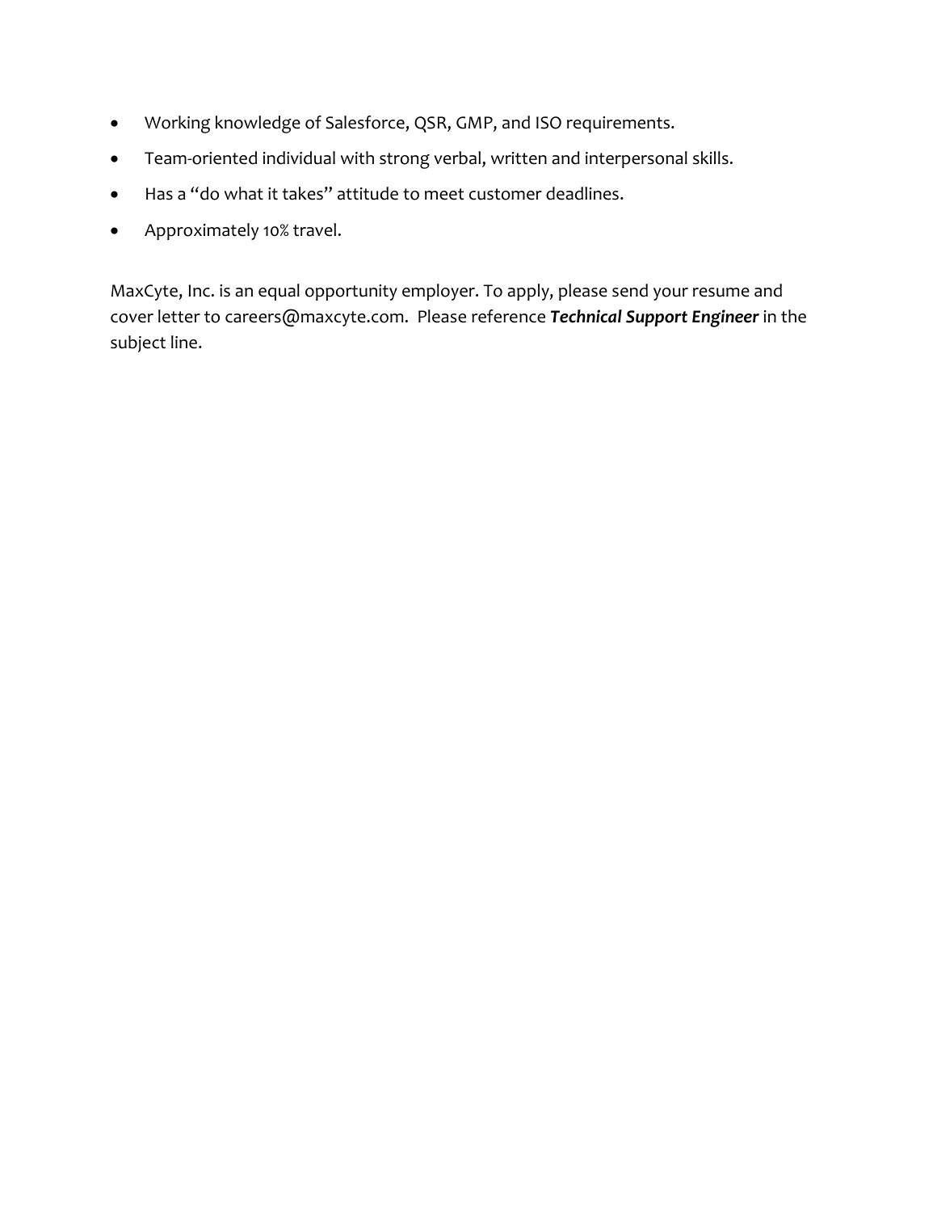- Working knowledge of Salesforce, QSR, GMP, and ISO requirements.
- Team-oriented individual with strong verbal, written and interpersonal skills.
- Has a "do what it takes" attitude to meet customer deadlines.
- Approximately 10% travel.

MaxCyte, Inc. is an equal opportunity employer. To apply, please send your resume and cover letter to careers@maxcyte.com. Please reference ***Technical Support Engineer*** in the subject line.